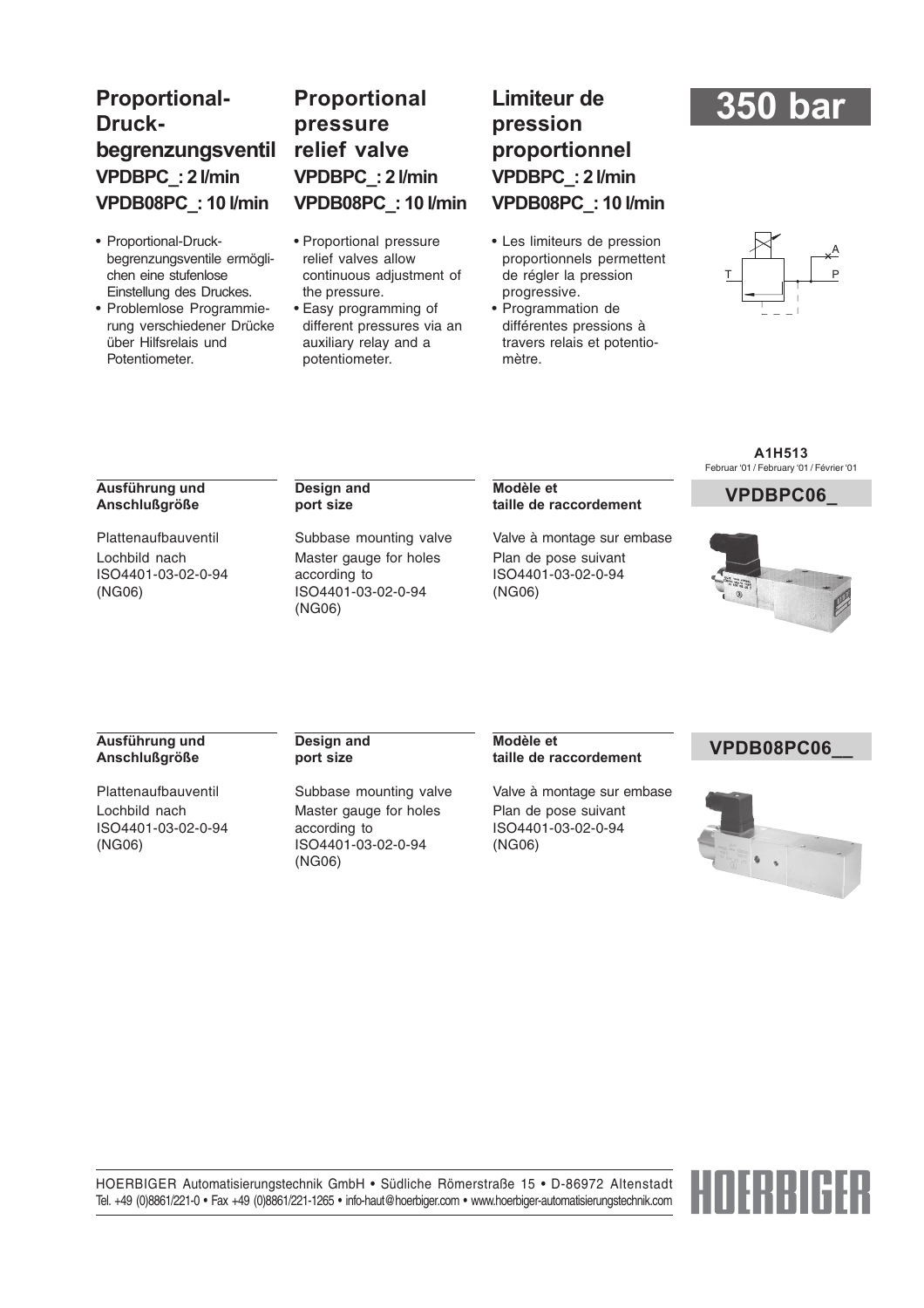# 350 bar

## Proportional-Druckbegrenzungsventil

### VPDBPC_: 2 l/min
### VPDB08PC_: 10 l/min

- Proportional-Druckbegrenzungsventile ermöglichen eine stufenlose Einstellung des Druckes.
- Problemlose Programmierung verschiedener Drücke über Hilfsrelais und Potentiometer.

## Proportional pressure relief valve

### VPDBPC_: 2 l/min
### VPDB08PC_: 10 l/min

- Proportional pressure relief valves allow continuous adjustment of the pressure.
- Easy programming of different pressures via an auxiliary relay and a potentiometer.

## Limiteur de pression proportionnel

### VPDBPC_: 2 l/min
### VPDB08PC_: 10 l/min

- Les limiteurs de pression proportionnels permettent de régler la pression progressive.
- Programmation de différentes pressions à travers relais et potentiomètre.

A1H513
Februar '01 / February '01 / Février '01

## VPDBPC06_

**Ausführung und Anschlußgröße**

Plattenaufbauventil
Lochbild nach
ISO4401-03-02-0-94
(NG06)

**Design and port size**

Subbase mounting valve
Master gauge for holes according to
ISO4401-03-02-0-94
(NG06)

**Modèle et taille de raccordement**

Valve à montage sur embase
Plan de pose suivant
ISO4401-03-02-0-94
(NG06)

## VPDB08PC06__

**Ausführung und Anschlußgröße**

Plattenaufbauventil
Lochbild nach
ISO4401-03-02-0-94
(NG06)

**Design and port size**

Subbase mounting valve
Master gauge for holes according to
ISO4401-03-02-0-94
(NG06)

**Modèle et taille de raccordement**

Valve à montage sur embase
Plan de pose suivant
ISO4401-03-02-0-94
(NG06)

HOERBIGER Automatisierungstechnik GmbH • Südliche Römerstraße 15 • D-86972 Altenstadt
Tel. +49 (0)8861/221-0 • Fax +49 (0)8861/221-1265 • info-haut@hoerbiger.com • www.hoerbiger-automatisierungstechnik.com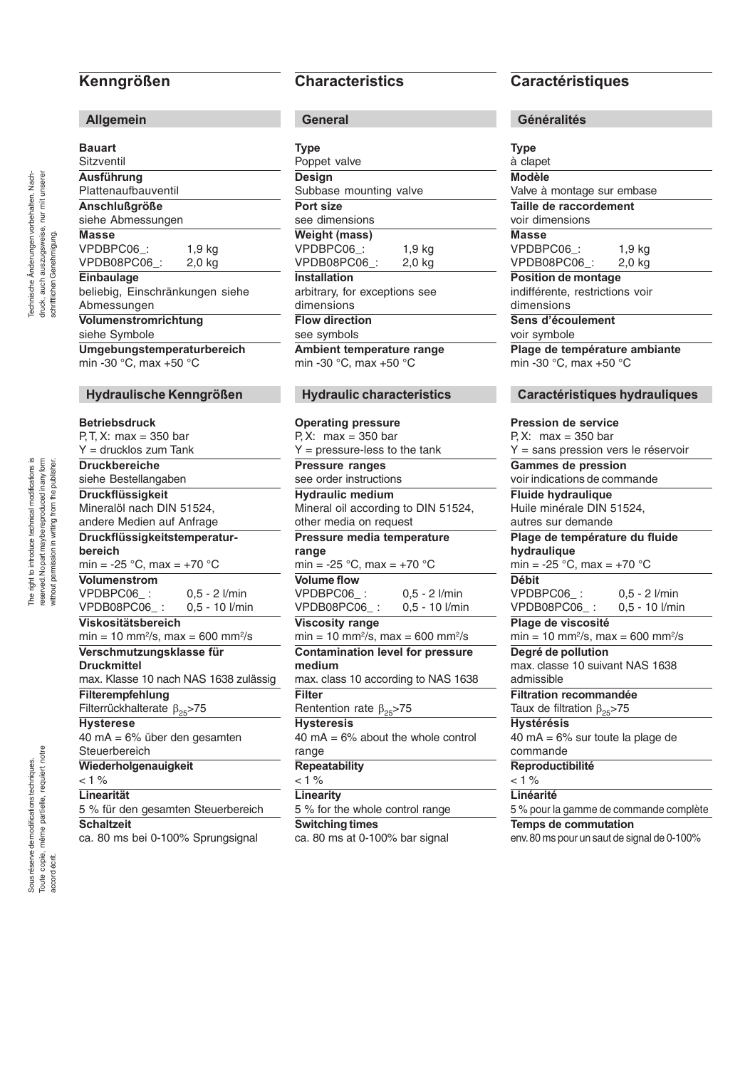## Kenngrößen

### Allgemein

**Bauart**
Sitzventil

**Ausführung**
Plattenaufbauventil

**Anschlußgröße**
siehe Abmessungen

**Masse**
VPDBPC06_: 1,9 kg
VPDB08PC06_: 2,0 kg

**Einbaulage**
beliebig, Einschränkungen siehe Abmessungen

**Volumenstromrichtung**
siehe Symbole

**Umgebungstemperaturbereich**
min -30 °C, max +50 °C

### Hydraulische Kenngrößen

**Betriebsdruck**
P, T, X: max = 350 bar
Y = drucklos zum Tank

**Druckbereiche**
siehe Bestellangaben

**Druckflüssigkeit**
Mineralöl nach DIN 51524,
andere Medien auf Anfrage

**Druckflüssigkeitstemperaturbereich**
min = -25 °C, max = +70 °C

**Volumenstrom**
VPDBPC06_ : 0,5 - 2 l/min
VPDB08PC06_ : 0,5 - 10 l/min

**Viskositätsbereich**
min = 10 mm²/s, max = 600 mm²/s

**Verschmutzungsklasse für Druckmittel**
max. Klasse 10 nach NAS 1638 zulässig

**Filterempfehlung**
Filterrückhalterate $\beta_{25}$>75

**Hysterese**
40 mA = 6% über den gesamten Steuerbereich

**Wiederholgenauigkeit**
< 1 %

**Linearität**
5 % für den gesamten Steuerbereich

**Schaltzeit**
ca. 80 ms bei 0-100% Sprungsignal

## Characteristics

### General

**Type**
Poppet valve

**Design**
Subbase mounting valve

**Port size**
see dimensions

**Weight (mass)**
VPDBPC06_: 1,9 kg
VPDB08PC06_: 2,0 kg

**Installation**
arbitrary, for exceptions see dimensions

**Flow direction**
see symbols

**Ambient temperature range**
min -30 °C, max +50 °C

### Hydraulic characteristics

**Operating pressure**
P, X: max = 350 bar
Y = pressure-less to the tank

**Pressure ranges**
see order instructions

**Hydraulic medium**
Mineral oil according to DIN 51524,
other media on request

**Pressure media temperature range**
min = -25 °C, max = +70 °C

**Volume flow**
VPDBPC06_ : 0,5 - 2 l/min
VPDB08PC06_ : 0,5 - 10 l/min

**Viscosity range**
min = 10 mm²/s, max = 600 mm²/s

**Contamination level for pressure medium**
max. class 10 according to NAS 1638

**Filter**
Rentention rate $\beta_{25}$>75

**Hysteresis**
40 mA = 6% about the whole control range

**Repeatability**
< 1 %

**Linearity**
5 % for the whole control range

**Switching times**
ca. 80 ms at 0-100% bar signal

## Caractéristiques

### Généralités

**Type**
à clapet

**Modèle**
Valve à montage sur embase

**Taille de raccordement**
voir dimensions

**Masse**
VPDBPC06_: 1,9 kg
VPDB08PC06_: 2,0 kg

**Position de montage**
indifférente, restrictions voir dimensions

**Sens d'écoulement**
voir symbole

**Plage de température ambiante**
min -30 °C, max +50 °C

### Caractéristiques hydrauliques

**Pression de service**
P, X: max = 350 bar
Y = sans pression vers le réservoir

**Gammes de pression**
voir indications de commande

**Fluide hydraulique**
Huile minérale DIN 51524,
autres sur demande

**Plage de température du fluide hydraulique**
min = -25 °C, max = +70 °C

**Débit**
VPDBPC06_ : 0,5 - 2 l/min
VPDB08PC06_ : 0,5 - 10 l/min

**Plage de viscosité**
min = 10 mm²/s, max = 600 mm²/s

**Degré de pollution**
max. classe 10 suivant NAS 1638 admissible

**Filtration recommandée**
Taux de filtration $\beta_{25}$>75

**Hystérésis**
40 mA = 6% sur toute la plage de commande

**Reproductibilité**
< 1 %

**Linéarité**
5 % pour la gamme de commande complète

**Temps de commutation**
env. 80 ms pour un saut de signal de 0-100%

Technische Änderungen vorbehalten. Nachdruck, auch auszugsweise, nur mit unserer schriftlichen Genehmigung.

The right to introduce technical modifications is reserved. No part may be reproduced in any form without permission in writing from the publisher.

Sous réserve de modifications techniques. Toute copie, même partielle, requiert notre accord écrit.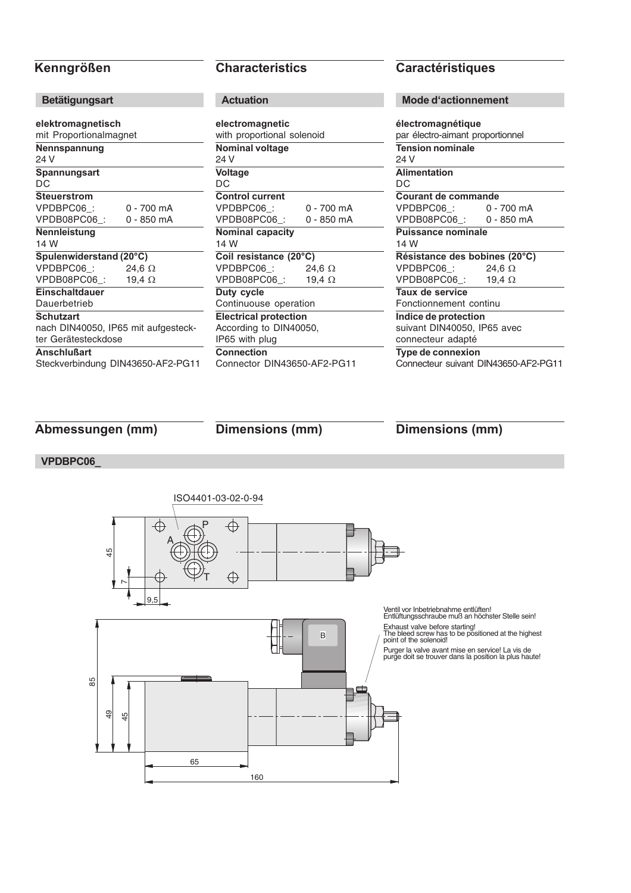## Kenngrößen

### Betätigungsart

**elektromagnetisch**
mit Proportionalmagnet

**Nennspannung**
24 V

**Spannungsart**
DC

**Steuerstrom**
VPDBPC06_: 0 - 700 mA
VPDB08PC06_: 0 - 850 mA

**Nennleistung**
14 W

**Spulenwiderstand (20°C)**
VPDBPC06_: 24,6 Ω
VPDB08PC06_: 19,4 Ω

**Einschaltdauer**
Dauerbetrieb

**Schutzart**
nach DIN40050, IP65 mit aufgesteckter Gerätesteckdose

**Anschlußart**
Steckverbindung DIN43650-AF2-PG11

## Characteristics

### Actuation

**electromagnetic**
with proportional solenoid

**Nominal voltage**
24 V

**Voltage**
DC

**Control current**
VPDBPC06_: 0 - 700 mA
VPDB08PC06_: 0 - 850 mA

**Nominal capacity**
14 W

**Coil resistance (20°C)**
VPDBPC06_: 24,6 Ω
VPDB08PC06_: 19,4 Ω

**Duty cycle**
Continuouse operation

**Electrical protection**
According to DIN40050, IP65 with plug

**Connection**
Connector DIN43650-AF2-PG11

## Caractéristiques

### Mode d'actionnement

**électromagnétique**
par électro-aimant proportionnel

**Tension nominale**
24 V

**Alimentation**
DC

**Courant de commande**
VPDBPC06_: 0 - 700 mA
VPDB08PC06_: 0 - 850 mA

**Puissance nominale**
14 W

**Résistance des bobines (20°C)**
VPDBPC06_: 24,6 Ω
VPDB08PC06_: 19,4 Ω

**Taux de service**
Fonctionnement continu

**Indice de protection**
suivant DIN40050, IP65 avec connecteur adapté

**Type de connexion**
Connecteur suivant DIN43650-AF2-PG11

## Abmessungen (mm)

## Dimensions (mm)

## Dimensions (mm)

### VPDBPC06_

ISO4401-03-02-0-94

P A T B

45, 7, 9,5, 85, 49, 45, 65, 160

Ventil vor Inbetriebnahme entlüften! Entlüftungsschraube muß an höchster Stelle sein!

Exhaust valve before starting! The bleed screw has to be positioned at the highest point of the solenoid!

Purger la valve avant mise en service! La vis de purge doit se trouver dans la position la plus haute!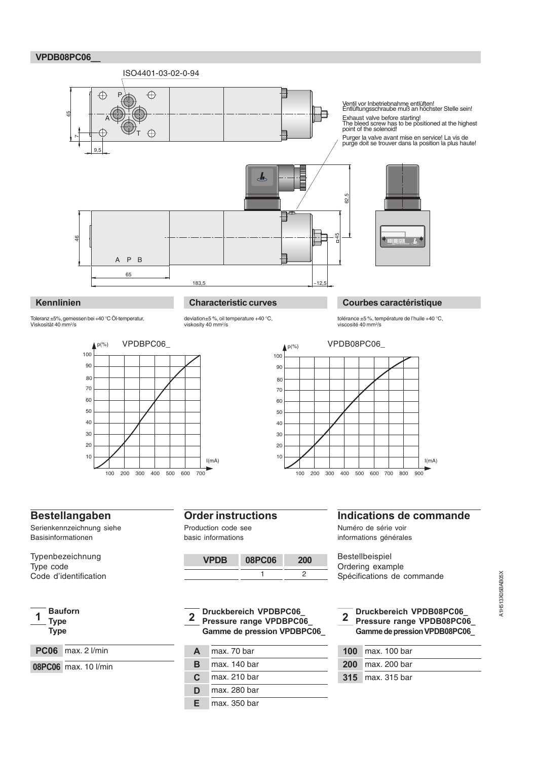## VPDB08PC06__

ISO4401-03-02-0-94

45

7

9,5

P

A

T

Ventil vor Inbetriebnahme entlüften!
Entlüftungsschraube muß an höchster Stelle sein!

Exhaust valve before starting!
The bleed screw has to be positioned at the highest point of the solenoid!

Purger la valve avant mise en service! La vis de purge doit se trouver dans la position la plus haute!

62,5

46

□45

A P B

65

183,5

~12,5

## Kennlinien

Toleranz ±5%, gemessen bei +40 °C Öl-temperatur, Viskosität 40 mm²/s

## Characteristic curves

deviation±5 %, oil temperature +40 °C, viskosity 40 mm²/s

## Courbes caractéristique

tolérance ±5 %, température de l'huile +40 °C, viscosité 40 mm²/s

VPDBPC06_

p(%)

100
90
80
70
60
50
40
30
20
10

I(mA)

100 200 300 400 500 600 700

VPDB08PC06_

p(%)

100
90
80
70
60
50
40
30
20
10

I(mA)

100 200 300 400 500 600 700 800 900

## Bestellangaben

Serienkennzeichnung siehe
Basisinformationen

Typenbezeichnung
Type code
Code d'identification

## Order instructions

Production code see
basic informations

| VPDB | 08PC06 | 200 |
|---|---|---|
| | 1 | 2 |

## Indications de commande

Numéro de série voir
informations générales

Bestellbeispiel
Ordering example
Spécifications de commande

**1** **Bauforn**
**Type**
**Type**

| | |
|---|---|
| **PC06** | max. 2 l/min |
| **08PC06** | max. 10 l/min |

**2** **Druckbereich VPDBPC06_**
**Pressure range VPDBPC06_**
**Gamme de pression VPDBPC06_**

| | |
|---|---|
| **A** | max. 70 bar |
| **B** | max. 140 bar |
| **C** | max. 210 bar |
| **D** | max. 280 bar |
| **E** | max. 350 bar |

**2** **Druckbereich VPDB08PC06_**
**Pressure range VPDB08PC06_**
**Gamme de pression VPDB08PC06_**

| | |
|---|---|
| **100** | max. 100 bar |
| **200** | max. 200 bar |
| **315** | max. 315 bar |

A1H513X05BAB05X